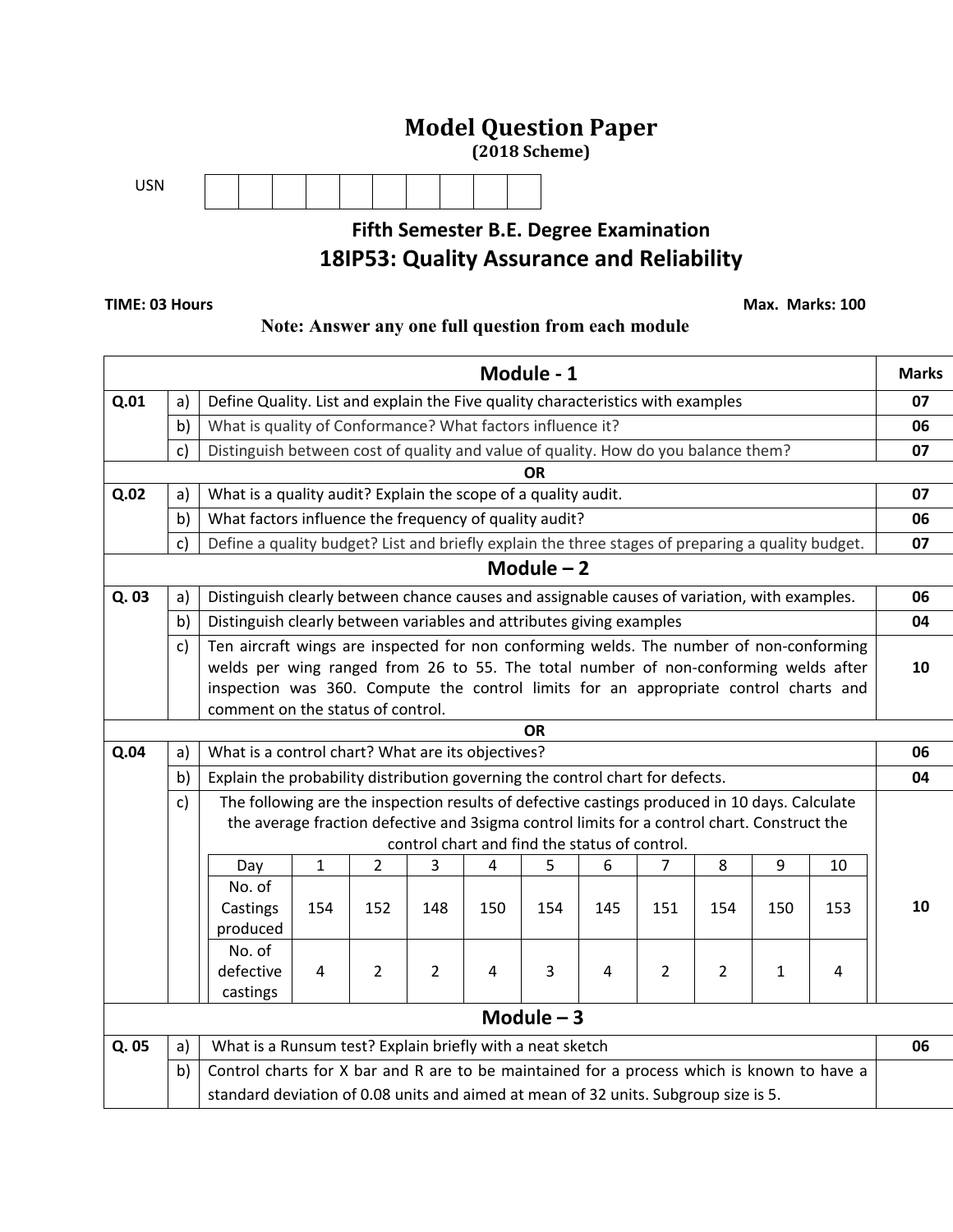# Model Question Paper

**(2018 Scheme)**

USN

## Fifth Semester B.E. Degree Examination

## 18IP53: Quality Assurance and Reliability

**TIME: 03 Hours** **Max. Marks: 100**

**Note: Answer any one full question from each module**

| | | Module - 1 | Marks |
|---|---|---|---|
| Q.01 | a) | Define Quality. List and explain the Five quality characteristics with examples | 07 |
| | b) | What is quality of Conformance? What factors influence it? | 06 |
| | c) | Distinguish between cost of quality and value of quality. How do you balance them? | 07 |
| | | **OR** | |
| Q.02 | a) | What is a quality audit? Explain the scope of a quality audit. | 07 |
| | b) | What factors influence the frequency of quality audit? | 06 |
| | c) | Define a quality budget? List and briefly explain the three stages of preparing a quality budget. | 07 |
| | | **Module – 2** | |
| Q. 03 | a) | Distinguish clearly between chance causes and assignable causes of variation, with examples. | 06 |
| | b) | Distinguish clearly between variables and attributes giving examples | 04 |
| | c) | Ten aircraft wings are inspected for non conforming welds. The number of non-conforming welds per wing ranged from 26 to 55. The total number of non-conforming welds after inspection was 360. Compute the control limits for an appropriate control charts and comment on the status of control. | 10 |
| | | **OR** | |
| Q.04 | a) | What is a control chart? What are its objectives? | 06 |
| | b) | Explain the probability distribution governing the control chart for defects. | 04 |
| | c) | The following are the inspection results of defective castings produced in 10 days. Calculate the average fraction defective and 3sigma control limits for a control chart. Construct the control chart and find the status of control. (see table below) | 10 |
| | | **Module – 3** | |
| Q. 05 | a) | What is a Runsum test? Explain briefly with a neat sketch | 06 |
| | b) | Control charts for X bar and R are to be maintained for a process which is known to have a standard deviation of 0.08 units and aimed at mean of 32 units. Subgroup size is 5. | |

Table for Q.04 c):

| Day | 1 | 2 | 3 | 4 | 5 | 6 | 7 | 8 | 9 | 10 |
|---|---|---|---|---|---|---|---|---|---|---|
| No. of Castings produced | 154 | 152 | 148 | 150 | 154 | 145 | 151 | 154 | 150 | 153 |
| No. of defective castings | 4 | 2 | 2 | 4 | 3 | 4 | 2 | 2 | 1 | 4 |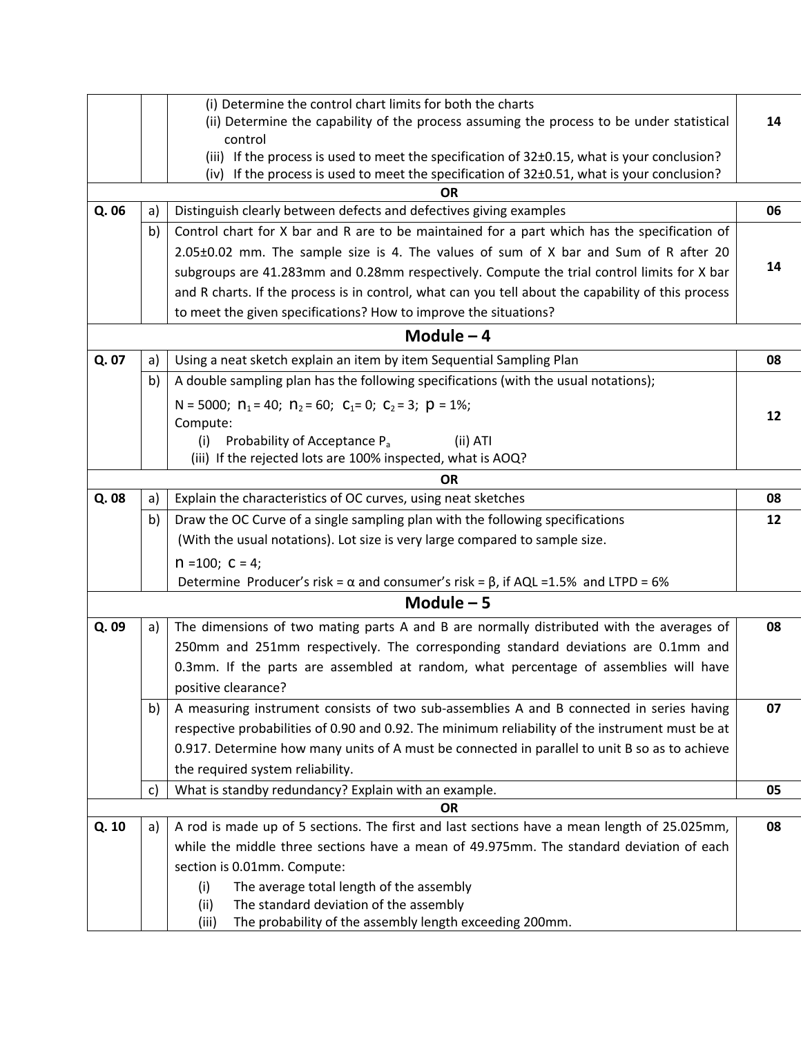| | | | |
|---|---|---|---|
| | | (i) Determine the control chart limits for both the charts<br>(ii) Determine the capability of the process assuming the process to be under statistical control<br>(iii) If the process is used to meet the specification of 32±0.15, what is your conclusion?<br>(iv) If the process is used to meet the specification of 32±0.51, what is your conclusion? | **14** |
| | | **OR** | |
| **Q. 06** | a) | Distinguish clearly between defects and defectives giving examples | **06** |
| | b) | Control chart for X bar and R are to be maintained for a part which has the specification of 2.05±0.02 mm. The sample size is 4. The values of sum of X bar and Sum of R after 20 subgroups are 41.283mm and 0.28mm respectively. Compute the trial control limits for X bar and R charts. If the process is in control, what can you tell about the capability of this process to meet the given specifications? How to improve the situations? | **14** |
| | | **Module – 4** | |
| **Q. 07** | a) | Using a neat sketch explain an item by item Sequential Sampling Plan | **08** |
| | b) | A double sampling plan has the following specifications (with the usual notations);<br>N = 5000; $n_1$ = 40; $n_2$ = 60; $c_1$= 0; $c_2$ = 3; $p$ = 1%;<br>Compute:<br>(i) Probability of Acceptance $P_a$ (ii) ATI<br>(iii) If the rejected lots are 100% inspected, what is AOQ? | **12** |
| | | **OR** | |
| **Q. 08** | a) | Explain the characteristics of OC curves, using neat sketches | **08** |
| | b) | Draw the OC Curve of a single sampling plan with the following specifications (With the usual notations). Lot size is very large compared to sample size.<br>$n$ =100; $c$ = 4;<br>Determine Producer's risk = α and consumer's risk = β, if AQL =1.5% and LTPD = 6% | **12** |
| | | **Module – 5** | |
| **Q. 09** | a) | The dimensions of two mating parts A and B are normally distributed with the averages of 250mm and 251mm respectively. The corresponding standard deviations are 0.1mm and 0.3mm. If the parts are assembled at random, what percentage of assemblies will have positive clearance? | **08** |
| | b) | A measuring instrument consists of two sub-assemblies A and B connected in series having respective probabilities of 0.90 and 0.92. The minimum reliability of the instrument must be at 0.917. Determine how many units of A must be connected in parallel to unit B so as to achieve the required system reliability. | **07** |
| | c) | What is standby redundancy? Explain with an example. | **05** |
| | | **OR** | |
| **Q. 10** | a) | A rod is made up of 5 sections. The first and last sections have a mean length of 25.025mm, while the middle three sections have a mean of 49.975mm. The standard deviation of each section is 0.01mm. Compute:<br>(i) The average total length of the assembly<br>(ii) The standard deviation of the assembly<br>(iii) The probability of the assembly length exceeding 200mm. | **08** |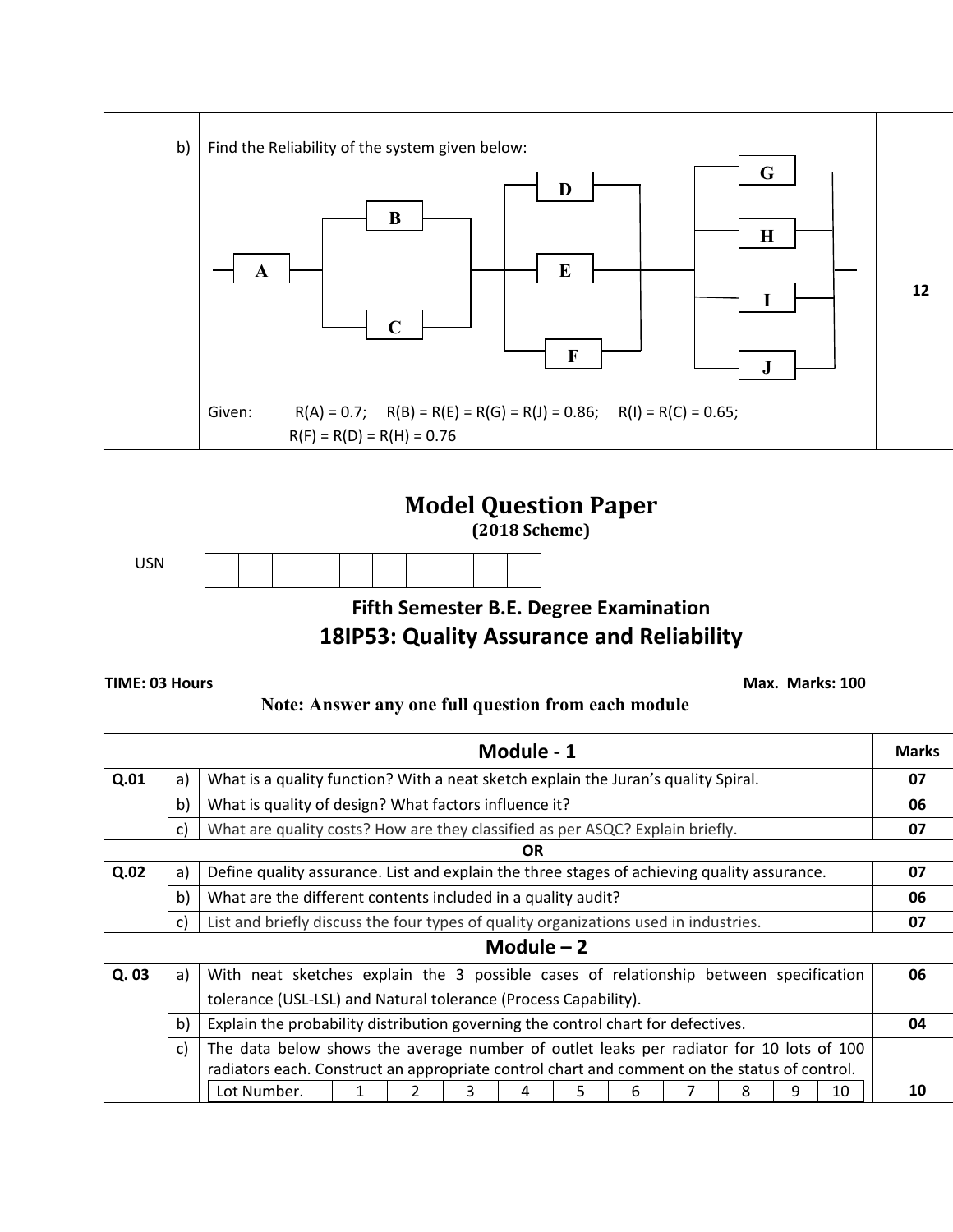| | | | |
|---|---|---|---|
| | b) | Find the Reliability of the system given below: <br><br> A → (B ∥ C) → (D ∥ E ∥ F) → (G ∥ H ∥ I ∥ J) <br><br> Given: $R(A) = 0.7$; $R(B) = R(E) = R(G) = R(J) = 0.86$; $R(I) = R(C) = 0.65$; $R(F) = R(D) = R(H) = 0.76$ | 12 |

# Model Question Paper

**(2018 Scheme)**

USN | | | | | | | | | | |

## Fifth Semester B.E. Degree Examination

## 18IP53: Quality Assurance and Reliability

**TIME: 03 Hours** **Max. Marks: 100**

**Note: Answer any one full question from each module**

| | | **Module - 1** | **Marks** |
|---|---|---|---|
| **Q.01** | a) | What is a quality function? With a neat sketch explain the Juran's quality Spiral. | **07** |
| | b) | What is quality of design? What factors influence it? | **06** |
| | c) | What are quality costs? How are they classified as per ASQC? Explain briefly. | **07** |
| | | **OR** | |
| **Q.02** | a) | Define quality assurance. List and explain the three stages of achieving quality assurance. | **07** |
| | b) | What are the different contents included in a quality audit? | **06** |
| | c) | List and briefly discuss the four types of quality organizations used in industries. | **07** |
| | | **Module – 2** | |
| **Q. 03** | a) | With neat sketches explain the 3 possible cases of relationship between specification tolerance (USL-LSL) and Natural tolerance (Process Capability). | **06** |
| | b) | Explain the probability distribution governing the control chart for defectives. | **04** |
| | c) | The data below shows the average number of outlet leaks per radiator for 10 lots of 100 radiators each. Construct an appropriate control chart and comment on the status of control. | **10** |

| Lot Number. | 1 | 2 | 3 | 4 | 5 | 6 | 7 | 8 | 9 | 10 |
|---|---|---|---|---|---|---|---|---|---|---|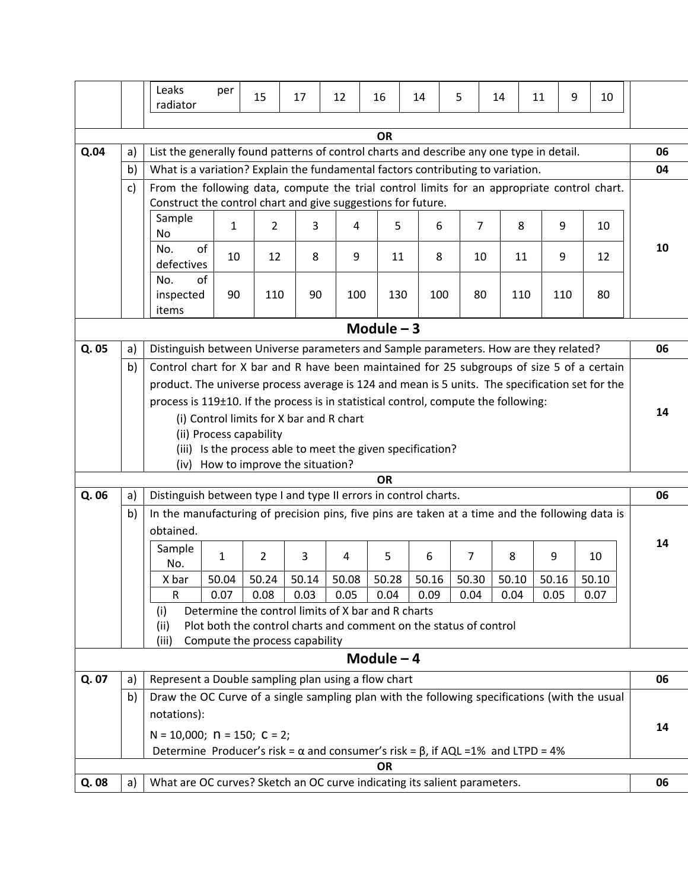| Leaks per radiator | 15 | 17 | 12 | 16 | 14 | 5 | 14 | 11 | 9 | 10 |
|---|---|---|---|---|---|---|---|---|---|---|

**OR**

**Q.04**

a) List the generally found patterns of control charts and describe any one type in detail. **06**

b) What is a variation? Explain the fundamental factors contributing to variation. **04**

c) From the following data, compute the trial control limits for an appropriate control chart. Construct the control chart and give suggestions for future. **10**

| Sample No | 1 | 2 | 3 | 4 | 5 | 6 | 7 | 8 | 9 | 10 |
|---|---|---|---|---|---|---|---|---|---|---|
| No. of defectives | 10 | 12 | 8 | 9 | 11 | 8 | 10 | 11 | 9 | 12 |
| No. of inspected items | 90 | 110 | 90 | 100 | 130 | 100 | 80 | 110 | 110 | 80 |

## Module – 3

**Q. 05**

a) Distinguish between Universe parameters and Sample parameters. How are they related? **06**

b) Control chart for X bar and R have been maintained for 25 subgroups of size 5 of a certain product. The universe process average is 124 and mean is 5 units. The specification set for the process is 119±10. If the process is in statistical control, compute the following: **14**

(i) Control limits for X bar and R chart
(ii) Process capability
(iii) Is the process able to meet the given specification?
(iv) How to improve the situation?

**OR**

**Q. 06**

a) Distinguish between type I and type II errors in control charts. **06**

b) In the manufacturing of precision pins, five pins are taken at a time and the following data is obtained. **14**

| Sample No. | 1 | 2 | 3 | 4 | 5 | 6 | 7 | 8 | 9 | 10 |
|---|---|---|---|---|---|---|---|---|---|---|
| X bar | 50.04 | 50.24 | 50.14 | 50.08 | 50.28 | 50.16 | 50.30 | 50.10 | 50.16 | 50.10 |
| R | 0.07 | 0.08 | 0.03 | 0.05 | 0.04 | 0.09 | 0.04 | 0.04 | 0.05 | 0.07 |

(i) Determine the control limits of X bar and R charts
(ii) Plot both the control charts and comment on the status of control
(iii) Compute the process capability

## Module – 4

**Q. 07**

a) Represent a Double sampling plan using a flow chart **06**

b) Draw the OC Curve of a single sampling plan with the following specifications (with the usual notations): **14**

N = 10,000; n = 150; c = 2;

Determine Producer's risk = α and consumer's risk = β, if AQL =1% and LTPD = 4%

**OR**

**Q. 08**

a) What are OC curves? Sketch an OC curve indicating its salient parameters. **06**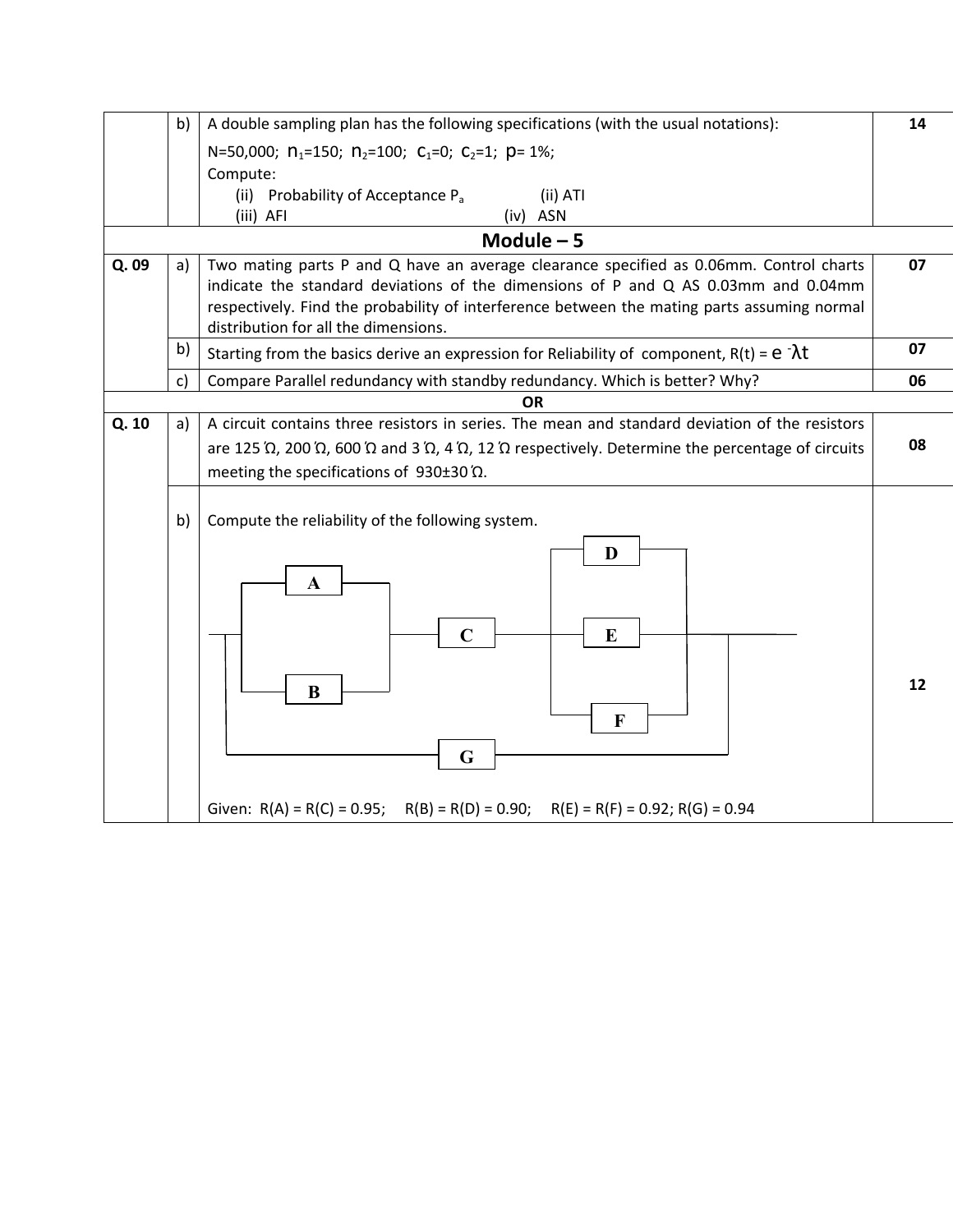| | | | |
|---|---|---|---|
| | b) | A double sampling plan has the following specifications (with the usual notations):<br>N=50,000; $n_1$=150; $n_2$=100; $c_1$=0; $c_2$=1; $p$= 1%;<br>Compute:<br>(ii) Probability of Acceptance $P_a$ (ii) ATI<br>(iii) AFI (iv) ASN | 14 |
| **Module – 5** | | | |
| Q. 09 | a) | Two mating parts P and Q have an average clearance specified as 0.06mm. Control charts indicate the standard deviations of the dimensions of P and Q AS 0.03mm and 0.04mm respectively. Find the probability of interference between the mating parts assuming normal distribution for all the dimensions. | 07 |
| | b) | Starting from the basics derive an expression for Reliability of component, $R(t) = e^{-\lambda t}$ | 07 |
| | c) | Compare Parallel redundancy with standby redundancy. Which is better? Why? | 06 |
| **OR** | | | |
| Q. 10 | a) | A circuit contains three resistors in series. The mean and standard deviation of the resistors are 125 Ω, 200 Ω, 600 Ω and 3 Ω, 4 Ω, 12 Ω respectively. Determine the percentage of circuits meeting the specifications of 930±30 Ω. | 08 |
| | b) | Compute the reliability of the following system.<br>A, B, C, D, E, F, G<br>Given: R(A) = R(C) = 0.95; R(B) = R(D) = 0.90; R(E) = R(F) = 0.92; R(G) = 0.94 | 12 |